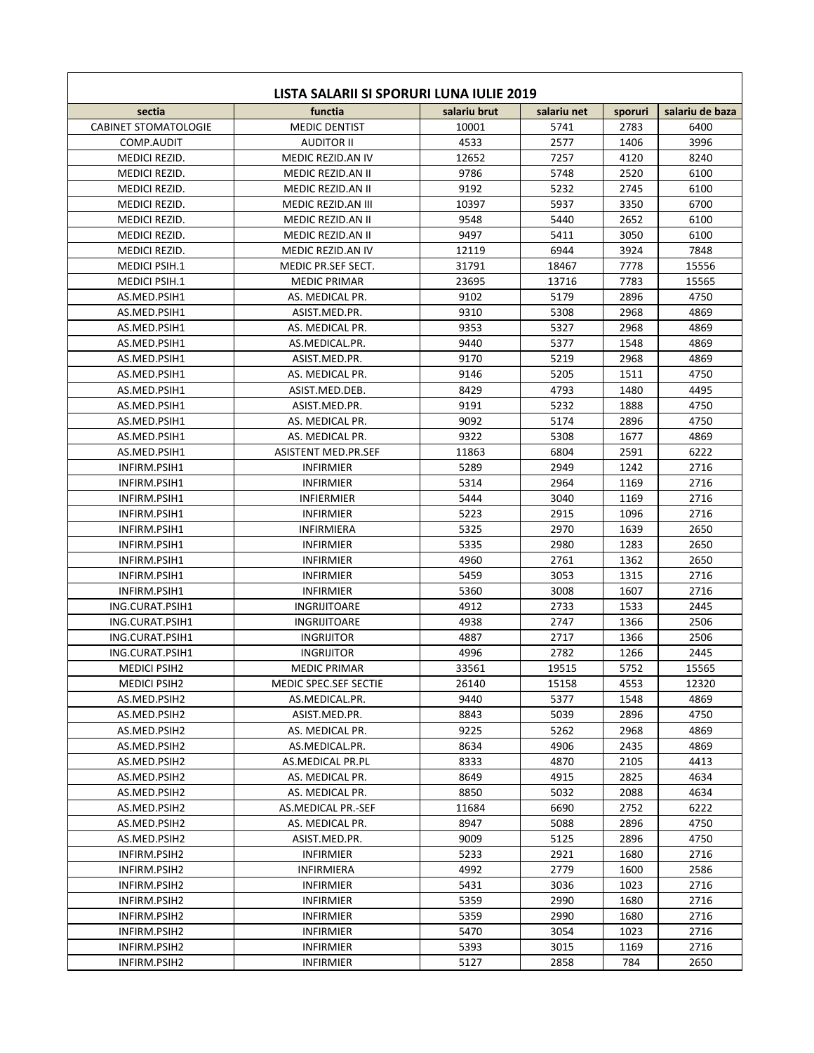## LISTA SALARII SI SPORURI LUNA IULIE 2019

| sectia | functia | salariu brut | salariu net | sporuri | salariu de baza |
|---|---|---|---|---|---|
| CABINET STOMATOLOGIE | MEDIC DENTIST | 10001 | 5741 | 2783 | 6400 |
| COMP.AUDIT | AUDITOR II | 4533 | 2577 | 1406 | 3996 |
| MEDICI REZID. | MEDIC REZID.AN IV | 12652 | 7257 | 4120 | 8240 |
| MEDICI REZID. | MEDIC REZID.AN II | 9786 | 5748 | 2520 | 6100 |
| MEDICI REZID. | MEDIC REZID.AN II | 9192 | 5232 | 2745 | 6100 |
| MEDICI REZID. | MEDIC REZID.AN III | 10397 | 5937 | 3350 | 6700 |
| MEDICI REZID. | MEDIC REZID.AN II | 9548 | 5440 | 2652 | 6100 |
| MEDICI REZID. | MEDIC REZID.AN II | 9497 | 5411 | 3050 | 6100 |
| MEDICI REZID. | MEDIC REZID.AN IV | 12119 | 6944 | 3924 | 7848 |
| MEDICI PSIH.1 | MEDIC PR.SEF SECT. | 31791 | 18467 | 7778 | 15556 |
| MEDICI PSIH.1 | MEDIC PRIMAR | 23695 | 13716 | 7783 | 15565 |
| AS.MED.PSIH1 | AS. MEDICAL PR. | 9102 | 5179 | 2896 | 4750 |
| AS.MED.PSIH1 | ASIST.MED.PR. | 9310 | 5308 | 2968 | 4869 |
| AS.MED.PSIH1 | AS. MEDICAL PR. | 9353 | 5327 | 2968 | 4869 |
| AS.MED.PSIH1 | AS.MEDICAL.PR. | 9440 | 5377 | 1548 | 4869 |
| AS.MED.PSIH1 | ASIST.MED.PR. | 9170 | 5219 | 2968 | 4869 |
| AS.MED.PSIH1 | AS. MEDICAL PR. | 9146 | 5205 | 1511 | 4750 |
| AS.MED.PSIH1 | ASIST.MED.DEB. | 8429 | 4793 | 1480 | 4495 |
| AS.MED.PSIH1 | ASIST.MED.PR. | 9191 | 5232 | 1888 | 4750 |
| AS.MED.PSIH1 | AS. MEDICAL PR. | 9092 | 5174 | 2896 | 4750 |
| AS.MED.PSIH1 | AS. MEDICAL PR. | 9322 | 5308 | 1677 | 4869 |
| AS.MED.PSIH1 | ASISTENT MED.PR.SEF | 11863 | 6804 | 2591 | 6222 |
| INFIRM.PSIH1 | INFIRMIER | 5289 | 2949 | 1242 | 2716 |
| INFIRM.PSIH1 | INFIRMIER | 5314 | 2964 | 1169 | 2716 |
| INFIRM.PSIH1 | INFIERMIER | 5444 | 3040 | 1169 | 2716 |
| INFIRM.PSIH1 | INFIRMIER | 5223 | 2915 | 1096 | 2716 |
| INFIRM.PSIH1 | INFIRMIERA | 5325 | 2970 | 1639 | 2650 |
| INFIRM.PSIH1 | INFIRMIER | 5335 | 2980 | 1283 | 2650 |
| INFIRM.PSIH1 | INFIRMIER | 4960 | 2761 | 1362 | 2650 |
| INFIRM.PSIH1 | INFIRMIER | 5459 | 3053 | 1315 | 2716 |
| INFIRM.PSIH1 | INFIRMIER | 5360 | 3008 | 1607 | 2716 |
| ING.CURAT.PSIH1 | INGRIJITOARE | 4912 | 2733 | 1533 | 2445 |
| ING.CURAT.PSIH1 | INGRIJITOARE | 4938 | 2747 | 1366 | 2506 |
| ING.CURAT.PSIH1 | INGRIJITOR | 4887 | 2717 | 1366 | 2506 |
| ING.CURAT.PSIH1 | INGRIJITOR | 4996 | 2782 | 1266 | 2445 |
| MEDICI PSIH2 | MEDIC PRIMAR | 33561 | 19515 | 5752 | 15565 |
| MEDICI PSIH2 | MEDIC SPEC.SEF SECTIE | 26140 | 15158 | 4553 | 12320 |
| AS.MED.PSIH2 | AS.MEDICAL.PR. | 9440 | 5377 | 1548 | 4869 |
| AS.MED.PSIH2 | ASIST.MED.PR. | 8843 | 5039 | 2896 | 4750 |
| AS.MED.PSIH2 | AS. MEDICAL PR. | 9225 | 5262 | 2968 | 4869 |
| AS.MED.PSIH2 | AS.MEDICAL.PR. | 8634 | 4906 | 2435 | 4869 |
| AS.MED.PSIH2 | AS.MEDICAL PR.PL | 8333 | 4870 | 2105 | 4413 |
| AS.MED.PSIH2 | AS. MEDICAL PR. | 8649 | 4915 | 2825 | 4634 |
| AS.MED.PSIH2 | AS. MEDICAL PR. | 8850 | 5032 | 2088 | 4634 |
| AS.MED.PSIH2 | AS.MEDICAL PR.-SEF | 11684 | 6690 | 2752 | 6222 |
| AS.MED.PSIH2 | AS. MEDICAL PR. | 8947 | 5088 | 2896 | 4750 |
| AS.MED.PSIH2 | ASIST.MED.PR. | 9009 | 5125 | 2896 | 4750 |
| INFIRM.PSIH2 | INFIRMIER | 5233 | 2921 | 1680 | 2716 |
| INFIRM.PSIH2 | INFIRMIERA | 4992 | 2779 | 1600 | 2586 |
| INFIRM.PSIH2 | INFIRMIER | 5431 | 3036 | 1023 | 2716 |
| INFIRM.PSIH2 | INFIRMIER | 5359 | 2990 | 1680 | 2716 |
| INFIRM.PSIH2 | INFIRMIER | 5359 | 2990 | 1680 | 2716 |
| INFIRM.PSIH2 | INFIRMIER | 5470 | 3054 | 1023 | 2716 |
| INFIRM.PSIH2 | INFIRMIER | 5393 | 3015 | 1169 | 2716 |
| INFIRM.PSIH2 | INFIRMIER | 5127 | 2858 | 784 | 2650 |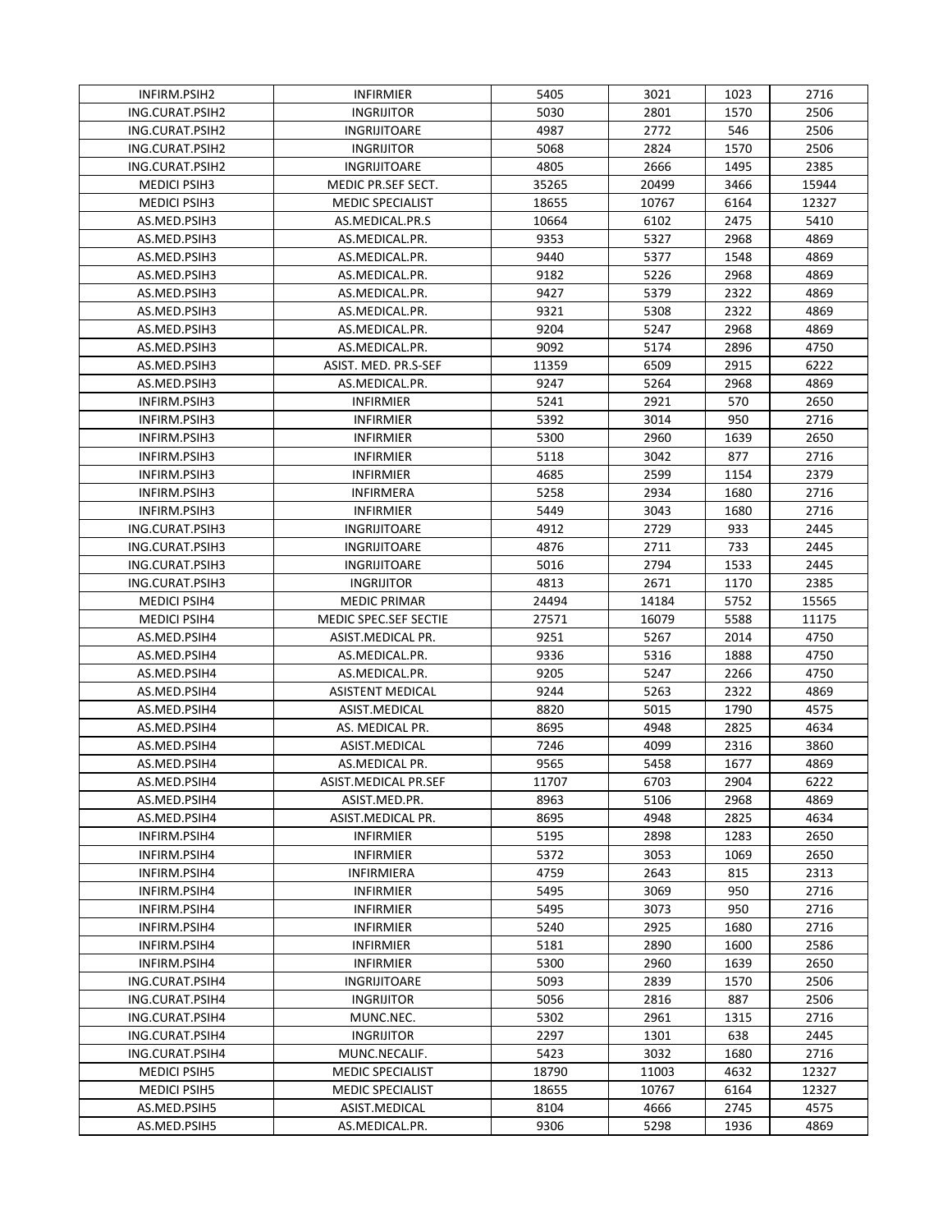| | | | | | |
|---|---|---|---|---|---|
| INFIRM.PSIH2 | INFIRMIER | 5405 | 3021 | 1023 | 2716 |
| ING.CURAT.PSIH2 | INGRIJITOR | 5030 | 2801 | 1570 | 2506 |
| ING.CURAT.PSIH2 | INGRIJITOARE | 4987 | 2772 | 546 | 2506 |
| ING.CURAT.PSIH2 | INGRIJITOR | 5068 | 2824 | 1570 | 2506 |
| ING.CURAT.PSIH2 | INGRIJITOARE | 4805 | 2666 | 1495 | 2385 |
| MEDICI PSIH3 | MEDIC PR.SEF SECT. | 35265 | 20499 | 3466 | 15944 |
| MEDICI PSIH3 | MEDIC SPECIALIST | 18655 | 10767 | 6164 | 12327 |
| AS.MED.PSIH3 | AS.MEDICAL.PR.S | 10664 | 6102 | 2475 | 5410 |
| AS.MED.PSIH3 | AS.MEDICAL.PR. | 9353 | 5327 | 2968 | 4869 |
| AS.MED.PSIH3 | AS.MEDICAL.PR. | 9440 | 5377 | 1548 | 4869 |
| AS.MED.PSIH3 | AS.MEDICAL.PR. | 9182 | 5226 | 2968 | 4869 |
| AS.MED.PSIH3 | AS.MEDICAL.PR. | 9427 | 5379 | 2322 | 4869 |
| AS.MED.PSIH3 | AS.MEDICAL.PR. | 9321 | 5308 | 2322 | 4869 |
| AS.MED.PSIH3 | AS.MEDICAL.PR. | 9204 | 5247 | 2968 | 4869 |
| AS.MED.PSIH3 | AS.MEDICAL.PR. | 9092 | 5174 | 2896 | 4750 |
| AS.MED.PSIH3 | ASIST. MED. PR.S-SEF | 11359 | 6509 | 2915 | 6222 |
| AS.MED.PSIH3 | AS.MEDICAL.PR. | 9247 | 5264 | 2968 | 4869 |
| INFIRM.PSIH3 | INFIRMIER | 5241 | 2921 | 570 | 2650 |
| INFIRM.PSIH3 | INFIRMIER | 5392 | 3014 | 950 | 2716 |
| INFIRM.PSIH3 | INFIRMIER | 5300 | 2960 | 1639 | 2650 |
| INFIRM.PSIH3 | INFIRMIER | 5118 | 3042 | 877 | 2716 |
| INFIRM.PSIH3 | INFIRMIER | 4685 | 2599 | 1154 | 2379 |
| INFIRM.PSIH3 | INFIRMERA | 5258 | 2934 | 1680 | 2716 |
| INFIRM.PSIH3 | INFIRMIER | 5449 | 3043 | 1680 | 2716 |
| ING.CURAT.PSIH3 | INGRIJITOARE | 4912 | 2729 | 933 | 2445 |
| ING.CURAT.PSIH3 | INGRIJITOARE | 4876 | 2711 | 733 | 2445 |
| ING.CURAT.PSIH3 | INGRIJITOARE | 5016 | 2794 | 1533 | 2445 |
| ING.CURAT.PSIH3 | INGRIJITOR | 4813 | 2671 | 1170 | 2385 |
| MEDICI PSIH4 | MEDIC PRIMAR | 24494 | 14184 | 5752 | 15565 |
| MEDICI PSIH4 | MEDIC SPEC.SEF SECTIE | 27571 | 16079 | 5588 | 11175 |
| AS.MED.PSIH4 | ASIST.MEDICAL PR. | 9251 | 5267 | 2014 | 4750 |
| AS.MED.PSIH4 | AS.MEDICAL.PR. | 9336 | 5316 | 1888 | 4750 |
| AS.MED.PSIH4 | AS.MEDICAL.PR. | 9205 | 5247 | 2266 | 4750 |
| AS.MED.PSIH4 | ASISTENT MEDICAL | 9244 | 5263 | 2322 | 4869 |
| AS.MED.PSIH4 | ASIST.MEDICAL | 8820 | 5015 | 1790 | 4575 |
| AS.MED.PSIH4 | AS. MEDICAL PR. | 8695 | 4948 | 2825 | 4634 |
| AS.MED.PSIH4 | ASIST.MEDICAL | 7246 | 4099 | 2316 | 3860 |
| AS.MED.PSIH4 | AS.MEDICAL PR. | 9565 | 5458 | 1677 | 4869 |
| AS.MED.PSIH4 | ASIST.MEDICAL PR.SEF | 11707 | 6703 | 2904 | 6222 |
| AS.MED.PSIH4 | ASIST.MED.PR. | 8963 | 5106 | 2968 | 4869 |
| AS.MED.PSIH4 | ASIST.MEDICAL PR. | 8695 | 4948 | 2825 | 4634 |
| INFIRM.PSIH4 | INFIRMIER | 5195 | 2898 | 1283 | 2650 |
| INFIRM.PSIH4 | INFIRMIER | 5372 | 3053 | 1069 | 2650 |
| INFIRM.PSIH4 | INFIRMIERA | 4759 | 2643 | 815 | 2313 |
| INFIRM.PSIH4 | INFIRMIER | 5495 | 3069 | 950 | 2716 |
| INFIRM.PSIH4 | INFIRMIER | 5495 | 3073 | 950 | 2716 |
| INFIRM.PSIH4 | INFIRMIER | 5240 | 2925 | 1680 | 2716 |
| INFIRM.PSIH4 | INFIRMIER | 5181 | 2890 | 1600 | 2586 |
| INFIRM.PSIH4 | INFIRMIER | 5300 | 2960 | 1639 | 2650 |
| ING.CURAT.PSIH4 | INGRIJITOARE | 5093 | 2839 | 1570 | 2506 |
| ING.CURAT.PSIH4 | INGRIJITOR | 5056 | 2816 | 887 | 2506 |
| ING.CURAT.PSIH4 | MUNC.NEC. | 5302 | 2961 | 1315 | 2716 |
| ING.CURAT.PSIH4 | INGRIJITOR | 2297 | 1301 | 638 | 2445 |
| ING.CURAT.PSIH4 | MUNC.NECALIF. | 5423 | 3032 | 1680 | 2716 |
| MEDICI PSIH5 | MEDIC SPECIALIST | 18790 | 11003 | 4632 | 12327 |
| MEDICI PSIH5 | MEDIC SPECIALIST | 18655 | 10767 | 6164 | 12327 |
| AS.MED.PSIH5 | ASIST.MEDICAL | 8104 | 4666 | 2745 | 4575 |
| AS.MED.PSIH5 | AS.MEDICAL.PR. | 9306 | 5298 | 1936 | 4869 |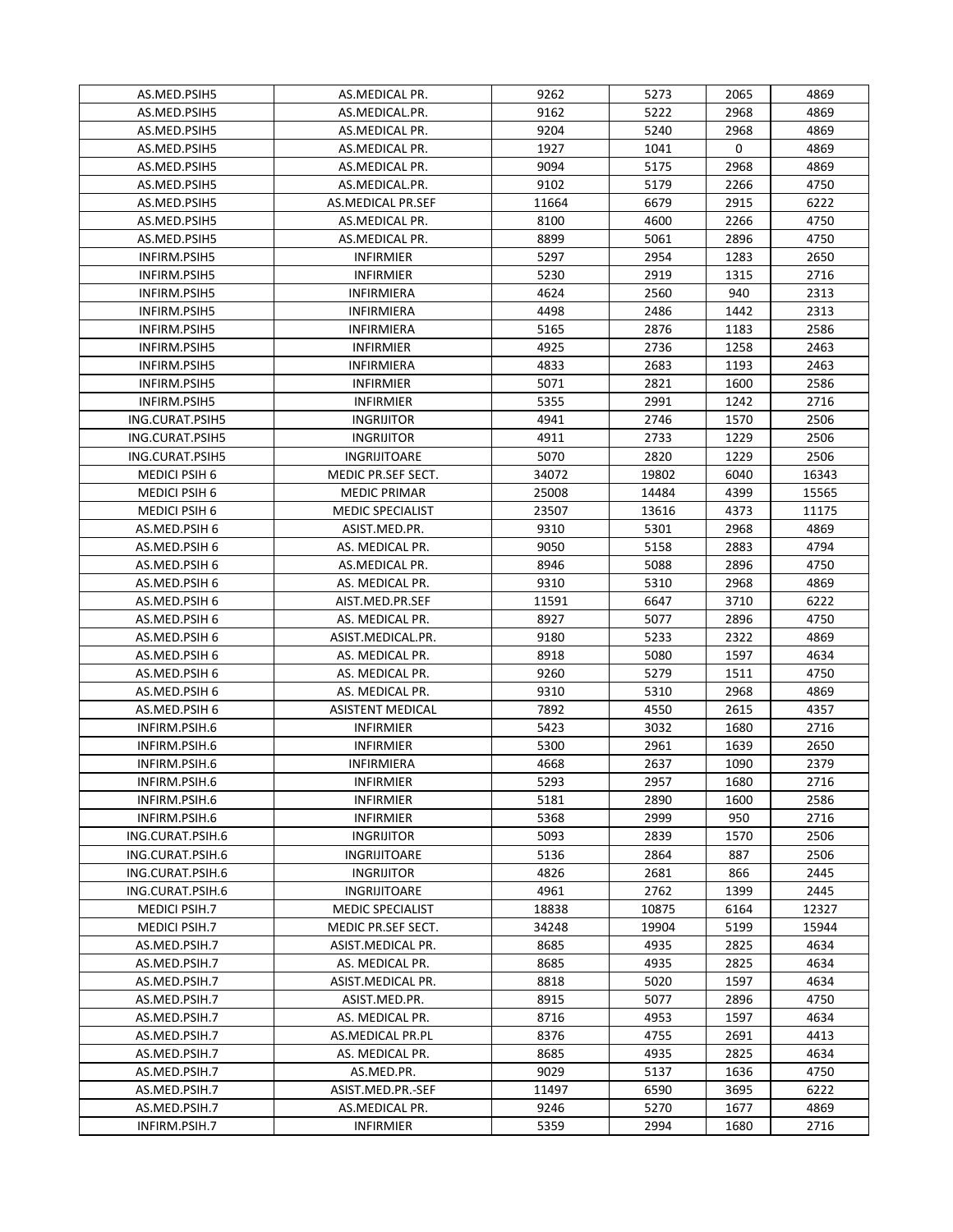| | | | | | |
|---|---|---|---|---|---|
| AS.MED.PSIH5 | AS.MEDICAL PR. | 9262 | 5273 | 2065 | 4869 |
| AS.MED.PSIH5 | AS.MEDICAL.PR. | 9162 | 5222 | 2968 | 4869 |
| AS.MED.PSIH5 | AS.MEDICAL PR. | 9204 | 5240 | 2968 | 4869 |
| AS.MED.PSIH5 | AS.MEDICAL PR. | 1927 | 1041 | 0 | 4869 |
| AS.MED.PSIH5 | AS.MEDICAL PR. | 9094 | 5175 | 2968 | 4869 |
| AS.MED.PSIH5 | AS.MEDICAL.PR. | 9102 | 5179 | 2266 | 4750 |
| AS.MED.PSIH5 | AS.MEDICAL PR.SEF | 11664 | 6679 | 2915 | 6222 |
| AS.MED.PSIH5 | AS.MEDICAL PR. | 8100 | 4600 | 2266 | 4750 |
| AS.MED.PSIH5 | AS.MEDICAL PR. | 8899 | 5061 | 2896 | 4750 |
| INFIRM.PSIH5 | INFIRMIER | 5297 | 2954 | 1283 | 2650 |
| INFIRM.PSIH5 | INFIRMIER | 5230 | 2919 | 1315 | 2716 |
| INFIRM.PSIH5 | INFIRMIERA | 4624 | 2560 | 940 | 2313 |
| INFIRM.PSIH5 | INFIRMIERA | 4498 | 2486 | 1442 | 2313 |
| INFIRM.PSIH5 | INFIRMIERA | 5165 | 2876 | 1183 | 2586 |
| INFIRM.PSIH5 | INFIRMIER | 4925 | 2736 | 1258 | 2463 |
| INFIRM.PSIH5 | INFIRMIERA | 4833 | 2683 | 1193 | 2463 |
| INFIRM.PSIH5 | INFIRMIER | 5071 | 2821 | 1600 | 2586 |
| INFIRM.PSIH5 | INFIRMIER | 5355 | 2991 | 1242 | 2716 |
| ING.CURAT.PSIH5 | INGRIJITOR | 4941 | 2746 | 1570 | 2506 |
| ING.CURAT.PSIH5 | INGRIJITOR | 4911 | 2733 | 1229 | 2506 |
| ING.CURAT.PSIH5 | INGRIJITOARE | 5070 | 2820 | 1229 | 2506 |
| MEDICI PSIH 6 | MEDIC PR.SEF SECT. | 34072 | 19802 | 6040 | 16343 |
| MEDICI PSIH 6 | MEDIC PRIMAR | 25008 | 14484 | 4399 | 15565 |
| MEDICI PSIH 6 | MEDIC SPECIALIST | 23507 | 13616 | 4373 | 11175 |
| AS.MED.PSIH 6 | ASIST.MED.PR. | 9310 | 5301 | 2968 | 4869 |
| AS.MED.PSIH 6 | AS. MEDICAL PR. | 9050 | 5158 | 2883 | 4794 |
| AS.MED.PSIH 6 | AS.MEDICAL PR. | 8946 | 5088 | 2896 | 4750 |
| AS.MED.PSIH 6 | AS. MEDICAL PR. | 9310 | 5310 | 2968 | 4869 |
| AS.MED.PSIH 6 | AIST.MED.PR.SEF | 11591 | 6647 | 3710 | 6222 |
| AS.MED.PSIH 6 | AS. MEDICAL PR. | 8927 | 5077 | 2896 | 4750 |
| AS.MED.PSIH 6 | ASIST.MEDICAL.PR. | 9180 | 5233 | 2322 | 4869 |
| AS.MED.PSIH 6 | AS. MEDICAL PR. | 8918 | 5080 | 1597 | 4634 |
| AS.MED.PSIH 6 | AS. MEDICAL PR. | 9260 | 5279 | 1511 | 4750 |
| AS.MED.PSIH 6 | AS. MEDICAL PR. | 9310 | 5310 | 2968 | 4869 |
| AS.MED.PSIH 6 | ASISTENT MEDICAL | 7892 | 4550 | 2615 | 4357 |
| INFIRM.PSIH.6 | INFIRMIER | 5423 | 3032 | 1680 | 2716 |
| INFIRM.PSIH.6 | INFIRMIER | 5300 | 2961 | 1639 | 2650 |
| INFIRM.PSIH.6 | INFIRMIERA | 4668 | 2637 | 1090 | 2379 |
| INFIRM.PSIH.6 | INFIRMIER | 5293 | 2957 | 1680 | 2716 |
| INFIRM.PSIH.6 | INFIRMIER | 5181 | 2890 | 1600 | 2586 |
| INFIRM.PSIH.6 | INFIRMIER | 5368 | 2999 | 950 | 2716 |
| ING.CURAT.PSIH.6 | INGRIJITOR | 5093 | 2839 | 1570 | 2506 |
| ING.CURAT.PSIH.6 | INGRIJITOARE | 5136 | 2864 | 887 | 2506 |
| ING.CURAT.PSIH.6 | INGRIJITOR | 4826 | 2681 | 866 | 2445 |
| ING.CURAT.PSIH.6 | INGRIJITOARE | 4961 | 2762 | 1399 | 2445 |
| MEDICI PSIH.7 | MEDIC SPECIALIST | 18838 | 10875 | 6164 | 12327 |
| MEDICI PSIH.7 | MEDIC PR.SEF SECT. | 34248 | 19904 | 5199 | 15944 |
| AS.MED.PSIH.7 | ASIST.MEDICAL PR. | 8685 | 4935 | 2825 | 4634 |
| AS.MED.PSIH.7 | AS. MEDICAL PR. | 8685 | 4935 | 2825 | 4634 |
| AS.MED.PSIH.7 | ASIST.MEDICAL PR. | 8818 | 5020 | 1597 | 4634 |
| AS.MED.PSIH.7 | ASIST.MED.PR. | 8915 | 5077 | 2896 | 4750 |
| AS.MED.PSIH.7 | AS. MEDICAL PR. | 8716 | 4953 | 1597 | 4634 |
| AS.MED.PSIH.7 | AS.MEDICAL PR.PL | 8376 | 4755 | 2691 | 4413 |
| AS.MED.PSIH.7 | AS. MEDICAL PR. | 8685 | 4935 | 2825 | 4634 |
| AS.MED.PSIH.7 | AS.MED.PR. | 9029 | 5137 | 1636 | 4750 |
| AS.MED.PSIH.7 | ASIST.MED.PR.-SEF | 11497 | 6590 | 3695 | 6222 |
| AS.MED.PSIH.7 | AS.MEDICAL PR. | 9246 | 5270 | 1677 | 4869 |
| INFIRM.PSIH.7 | INFIRMIER | 5359 | 2994 | 1680 | 2716 |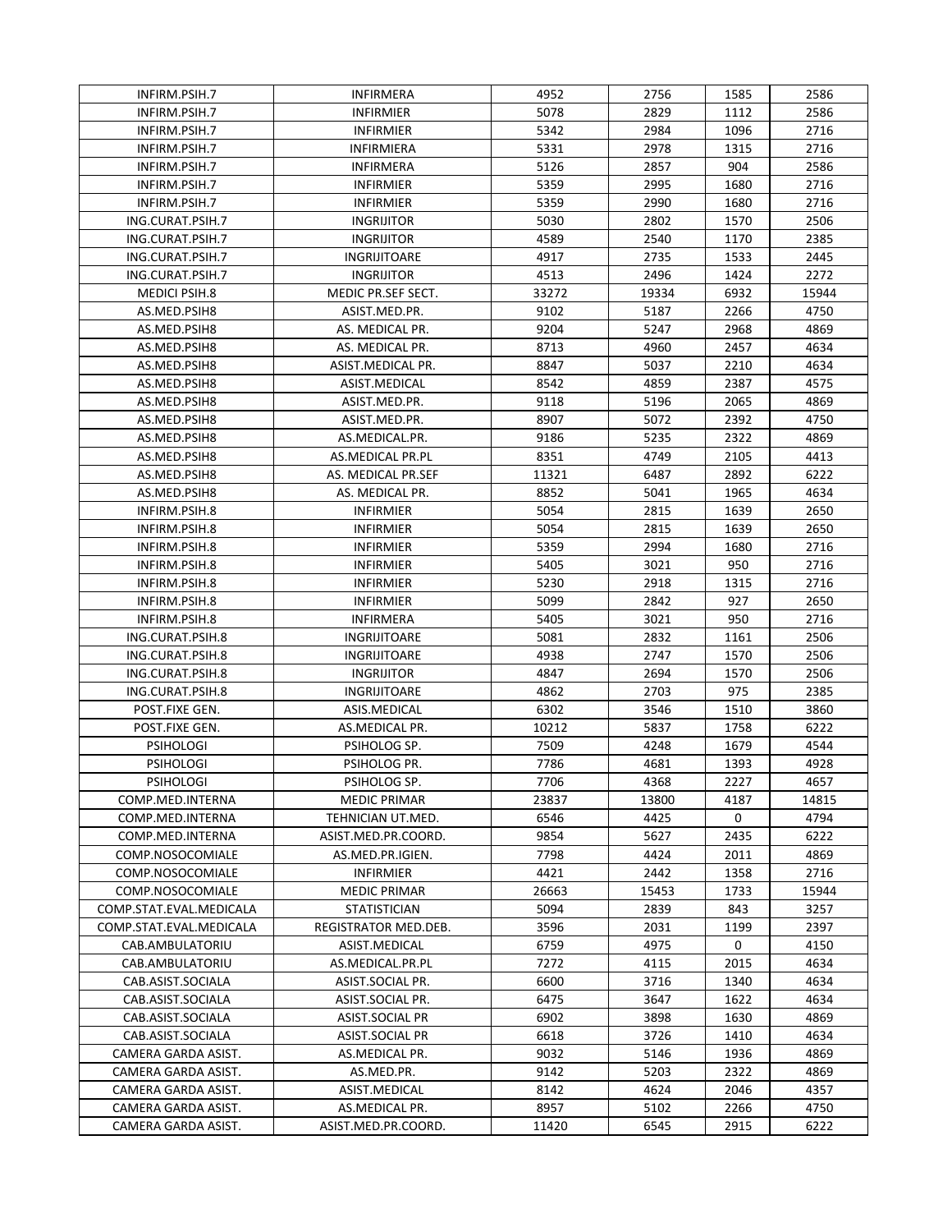| | | | | | |
|---|---|---|---|---|---|
| INFIRM.PSIH.7 | INFIRMERA | 4952 | 2756 | 1585 | 2586 |
| INFIRM.PSIH.7 | INFIRMIER | 5078 | 2829 | 1112 | 2586 |
| INFIRM.PSIH.7 | INFIRMIER | 5342 | 2984 | 1096 | 2716 |
| INFIRM.PSIH.7 | INFIRMIERA | 5331 | 2978 | 1315 | 2716 |
| INFIRM.PSIH.7 | INFIRMERA | 5126 | 2857 | 904 | 2586 |
| INFIRM.PSIH.7 | INFIRMIER | 5359 | 2995 | 1680 | 2716 |
| INFIRM.PSIH.7 | INFIRMIER | 5359 | 2990 | 1680 | 2716 |
| ING.CURAT.PSIH.7 | INGRIJITOR | 5030 | 2802 | 1570 | 2506 |
| ING.CURAT.PSIH.7 | INGRIJITOR | 4589 | 2540 | 1170 | 2385 |
| ING.CURAT.PSIH.7 | INGRIJITOARE | 4917 | 2735 | 1533 | 2445 |
| ING.CURAT.PSIH.7 | INGRIJITOR | 4513 | 2496 | 1424 | 2272 |
| MEDICI PSIH.8 | MEDIC PR.SEF SECT. | 33272 | 19334 | 6932 | 15944 |
| AS.MED.PSIH8 | ASIST.MED.PR. | 9102 | 5187 | 2266 | 4750 |
| AS.MED.PSIH8 | AS. MEDICAL PR. | 9204 | 5247 | 2968 | 4869 |
| AS.MED.PSIH8 | AS. MEDICAL PR. | 8713 | 4960 | 2457 | 4634 |
| AS.MED.PSIH8 | ASIST.MEDICAL PR. | 8847 | 5037 | 2210 | 4634 |
| AS.MED.PSIH8 | ASIST.MEDICAL | 8542 | 4859 | 2387 | 4575 |
| AS.MED.PSIH8 | ASIST.MED.PR. | 9118 | 5196 | 2065 | 4869 |
| AS.MED.PSIH8 | ASIST.MED.PR. | 8907 | 5072 | 2392 | 4750 |
| AS.MED.PSIH8 | AS.MEDICAL.PR. | 9186 | 5235 | 2322 | 4869 |
| AS.MED.PSIH8 | AS.MEDICAL PR.PL | 8351 | 4749 | 2105 | 4413 |
| AS.MED.PSIH8 | AS. MEDICAL PR.SEF | 11321 | 6487 | 2892 | 6222 |
| AS.MED.PSIH8 | AS. MEDICAL PR. | 8852 | 5041 | 1965 | 4634 |
| INFIRM.PSIH.8 | INFIRMIER | 5054 | 2815 | 1639 | 2650 |
| INFIRM.PSIH.8 | INFIRMIER | 5054 | 2815 | 1639 | 2650 |
| INFIRM.PSIH.8 | INFIRMIER | 5359 | 2994 | 1680 | 2716 |
| INFIRM.PSIH.8 | INFIRMIER | 5405 | 3021 | 950 | 2716 |
| INFIRM.PSIH.8 | INFIRMIER | 5230 | 2918 | 1315 | 2716 |
| INFIRM.PSIH.8 | INFIRMIER | 5099 | 2842 | 927 | 2650 |
| INFIRM.PSIH.8 | INFIRMERA | 5405 | 3021 | 950 | 2716 |
| ING.CURAT.PSIH.8 | INGRIJITOARE | 5081 | 2832 | 1161 | 2506 |
| ING.CURAT.PSIH.8 | INGRIJITOARE | 4938 | 2747 | 1570 | 2506 |
| ING.CURAT.PSIH.8 | INGRIJITOR | 4847 | 2694 | 1570 | 2506 |
| ING.CURAT.PSIH.8 | INGRIJITOARE | 4862 | 2703 | 975 | 2385 |
| POST.FIXE GEN. | ASIS.MEDICAL | 6302 | 3546 | 1510 | 3860 |
| POST.FIXE GEN. | AS.MEDICAL PR. | 10212 | 5837 | 1758 | 6222 |
| PSIHOLOGI | PSIHOLOG SP. | 7509 | 4248 | 1679 | 4544 |
| PSIHOLOGI | PSIHOLOG PR. | 7786 | 4681 | 1393 | 4928 |
| PSIHOLOGI | PSIHOLOG SP. | 7706 | 4368 | 2227 | 4657 |
| COMP.MED.INTERNA | MEDIC PRIMAR | 23837 | 13800 | 4187 | 14815 |
| COMP.MED.INTERNA | TEHNICIAN UT.MED. | 6546 | 4425 | 0 | 4794 |
| COMP.MED.INTERNA | ASIST.MED.PR.COORD. | 9854 | 5627 | 2435 | 6222 |
| COMP.NOSOCOMIALE | AS.MED.PR.IGIEN. | 7798 | 4424 | 2011 | 4869 |
| COMP.NOSOCOMIALE | INFIRMIER | 4421 | 2442 | 1358 | 2716 |
| COMP.NOSOCOMIALE | MEDIC PRIMAR | 26663 | 15453 | 1733 | 15944 |
| COMP.STAT.EVAL.MEDICALA | STATISTICIAN | 5094 | 2839 | 843 | 3257 |
| COMP.STAT.EVAL.MEDICALA | REGISTRATOR MED.DEB. | 3596 | 2031 | 1199 | 2397 |
| CAB.AMBULATORIU | ASIST.MEDICAL | 6759 | 4975 | 0 | 4150 |
| CAB.AMBULATORIU | AS.MEDICAL.PR.PL | 7272 | 4115 | 2015 | 4634 |
| CAB.ASIST.SOCIALA | ASIST.SOCIAL PR. | 6600 | 3716 | 1340 | 4634 |
| CAB.ASIST.SOCIALA | ASIST.SOCIAL PR. | 6475 | 3647 | 1622 | 4634 |
| CAB.ASIST.SOCIALA | ASIST.SOCIAL PR | 6902 | 3898 | 1630 | 4869 |
| CAB.ASIST.SOCIALA | ASIST.SOCIAL PR | 6618 | 3726 | 1410 | 4634 |
| CAMERA GARDA ASIST. | AS.MEDICAL PR. | 9032 | 5146 | 1936 | 4869 |
| CAMERA GARDA ASIST. | AS.MED.PR. | 9142 | 5203 | 2322 | 4869 |
| CAMERA GARDA ASIST. | ASIST.MEDICAL | 8142 | 4624 | 2046 | 4357 |
| CAMERA GARDA ASIST. | AS.MEDICAL PR. | 8957 | 5102 | 2266 | 4750 |
| CAMERA GARDA ASIST. | ASIST.MED.PR.COORD. | 11420 | 6545 | 2915 | 6222 |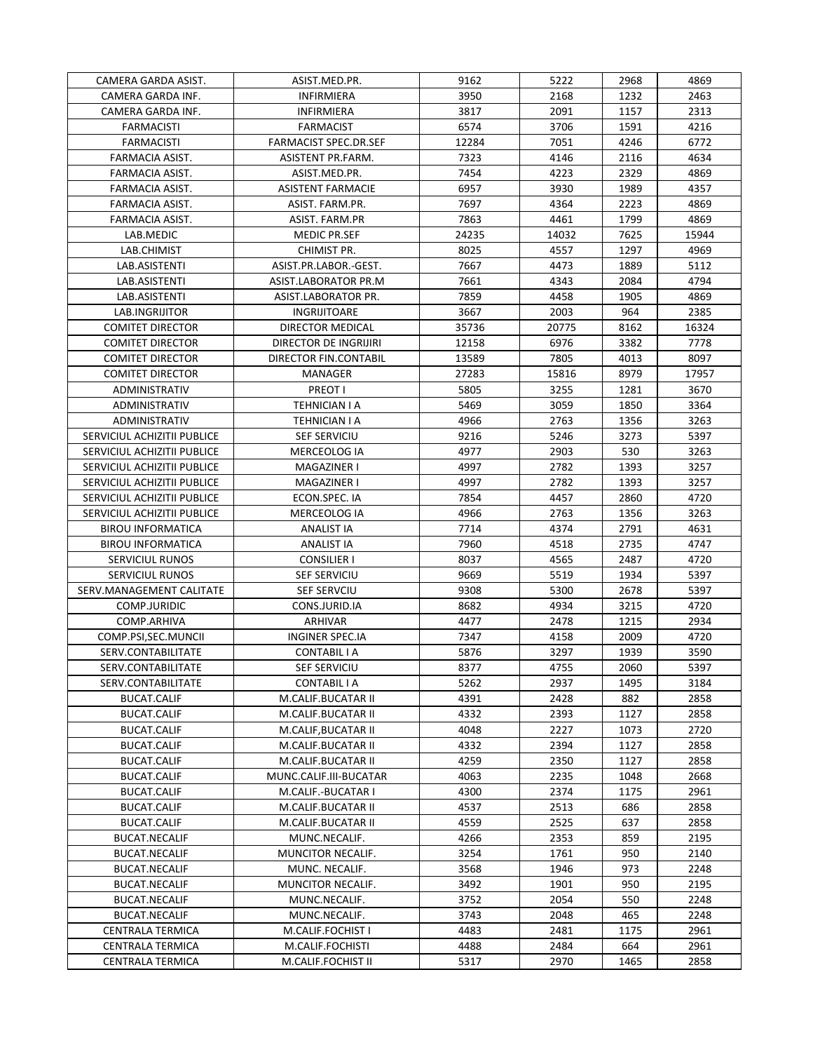| | | | | | |
|---|---|---|---|---|---|
| CAMERA GARDA ASIST. | ASIST.MED.PR. | 9162 | 5222 | 2968 | 4869 |
| CAMERA GARDA INF. | INFIRMIERA | 3950 | 2168 | 1232 | 2463 |
| CAMERA GARDA INF. | INFIRMIERA | 3817 | 2091 | 1157 | 2313 |
| FARMACISTI | FARMACIST | 6574 | 3706 | 1591 | 4216 |
| FARMACISTI | FARMACIST SPEC.DR.SEF | 12284 | 7051 | 4246 | 6772 |
| FARMACIA ASIST. | ASISTENT PR.FARM. | 7323 | 4146 | 2116 | 4634 |
| FARMACIA ASIST. | ASIST.MED.PR. | 7454 | 4223 | 2329 | 4869 |
| FARMACIA ASIST. | ASISTENT FARMACIE | 6957 | 3930 | 1989 | 4357 |
| FARMACIA ASIST. | ASIST. FARM.PR. | 7697 | 4364 | 2223 | 4869 |
| FARMACIA ASIST. | ASIST. FARM.PR | 7863 | 4461 | 1799 | 4869 |
| LAB.MEDIC | MEDIC PR.SEF | 24235 | 14032 | 7625 | 15944 |
| LAB.CHIMIST | CHIMIST PR. | 8025 | 4557 | 1297 | 4969 |
| LAB.ASISTENTI | ASIST.PR.LABOR.-GEST. | 7667 | 4473 | 1889 | 5112 |
| LAB.ASISTENTI | ASIST.LABORATOR PR.M | 7661 | 4343 | 2084 | 4794 |
| LAB.ASISTENTI | ASIST.LABORATOR PR. | 7859 | 4458 | 1905 | 4869 |
| LAB.INGRIJITOR | INGRIJITOARE | 3667 | 2003 | 964 | 2385 |
| COMITET DIRECTOR | DIRECTOR MEDICAL | 35736 | 20775 | 8162 | 16324 |
| COMITET DIRECTOR | DIRECTOR DE INGRIJIRI | 12158 | 6976 | 3382 | 7778 |
| COMITET DIRECTOR | DIRECTOR FIN.CONTABIL | 13589 | 7805 | 4013 | 8097 |
| COMITET DIRECTOR | MANAGER | 27283 | 15816 | 8979 | 17957 |
| ADMINISTRATIV | PREOT I | 5805 | 3255 | 1281 | 3670 |
| ADMINISTRATIV | TEHNICIAN I A | 5469 | 3059 | 1850 | 3364 |
| ADMINISTRATIV | TEHNICIAN I A | 4966 | 2763 | 1356 | 3263 |
| SERVICIUL ACHIZITII PUBLICE | SEF SERVICIU | 9216 | 5246 | 3273 | 5397 |
| SERVICIUL ACHIZITII PUBLICE | MERCEOLOG IA | 4977 | 2903 | 530 | 3263 |
| SERVICIUL ACHIZITII PUBLICE | MAGAZINER I | 4997 | 2782 | 1393 | 3257 |
| SERVICIUL ACHIZITII PUBLICE | MAGAZINER I | 4997 | 2782 | 1393 | 3257 |
| SERVICIUL ACHIZITII PUBLICE | ECON.SPEC. IA | 7854 | 4457 | 2860 | 4720 |
| SERVICIUL ACHIZITII PUBLICE | MERCEOLOG IA | 4966 | 2763 | 1356 | 3263 |
| BIROU INFORMATICA | ANALIST IA | 7714 | 4374 | 2791 | 4631 |
| BIROU INFORMATICA | ANALIST IA | 7960 | 4518 | 2735 | 4747 |
| SERVICIUL RUNOS | CONSILIER I | 8037 | 4565 | 2487 | 4720 |
| SERVICIUL RUNOS | SEF SERVICIU | 9669 | 5519 | 1934 | 5397 |
| SERV.MANAGEMENT CALITATE | SEF SERVCIU | 9308 | 5300 | 2678 | 5397 |
| COMP.JURIDIC | CONS.JURID.IA | 8682 | 4934 | 3215 | 4720 |
| COMP.ARHIVA | ARHIVAR | 4477 | 2478 | 1215 | 2934 |
| COMP.PSI,SEC.MUNCII | INGINER SPEC.IA | 7347 | 4158 | 2009 | 4720 |
| SERV.CONTABILITATE | CONTABIL I A | 5876 | 3297 | 1939 | 3590 |
| SERV.CONTABILITATE | SEF SERVICIU | 8377 | 4755 | 2060 | 5397 |
| SERV.CONTABILITATE | CONTABIL I A | 5262 | 2937 | 1495 | 3184 |
| BUCAT.CALIF | M.CALIF.BUCATAR II | 4391 | 2428 | 882 | 2858 |
| BUCAT.CALIF | M.CALIF.BUCATAR II | 4332 | 2393 | 1127 | 2858 |
| BUCAT.CALIF | M.CALIF,BUCATAR II | 4048 | 2227 | 1073 | 2720 |
| BUCAT.CALIF | M.CALIF.BUCATAR II | 4332 | 2394 | 1127 | 2858 |
| BUCAT.CALIF | M.CALIF.BUCATAR II | 4259 | 2350 | 1127 | 2858 |
| BUCAT.CALIF | MUNC.CALIF.III-BUCATAR | 4063 | 2235 | 1048 | 2668 |
| BUCAT.CALIF | M.CALIF.-BUCATAR I | 4300 | 2374 | 1175 | 2961 |
| BUCAT.CALIF | M.CALIF.BUCATAR II | 4537 | 2513 | 686 | 2858 |
| BUCAT.CALIF | M.CALIF.BUCATAR II | 4559 | 2525 | 637 | 2858 |
| BUCAT.NECALIF | MUNC.NECALIF. | 4266 | 2353 | 859 | 2195 |
| BUCAT.NECALIF | MUNCITOR NECALIF. | 3254 | 1761 | 950 | 2140 |
| BUCAT.NECALIF | MUNC. NECALIF. | 3568 | 1946 | 973 | 2248 |
| BUCAT.NECALIF | MUNCITOR NECALIF. | 3492 | 1901 | 950 | 2195 |
| BUCAT.NECALIF | MUNC.NECALIF. | 3752 | 2054 | 550 | 2248 |
| BUCAT.NECALIF | MUNC.NECALIF. | 3743 | 2048 | 465 | 2248 |
| CENTRALA TERMICA | M.CALIF.FOCHIST I | 4483 | 2481 | 1175 | 2961 |
| CENTRALA TERMICA | M.CALIF.FOCHISTI | 4488 | 2484 | 664 | 2961 |
| CENTRALA TERMICA | M.CALIF.FOCHIST II | 5317 | 2970 | 1465 | 2858 |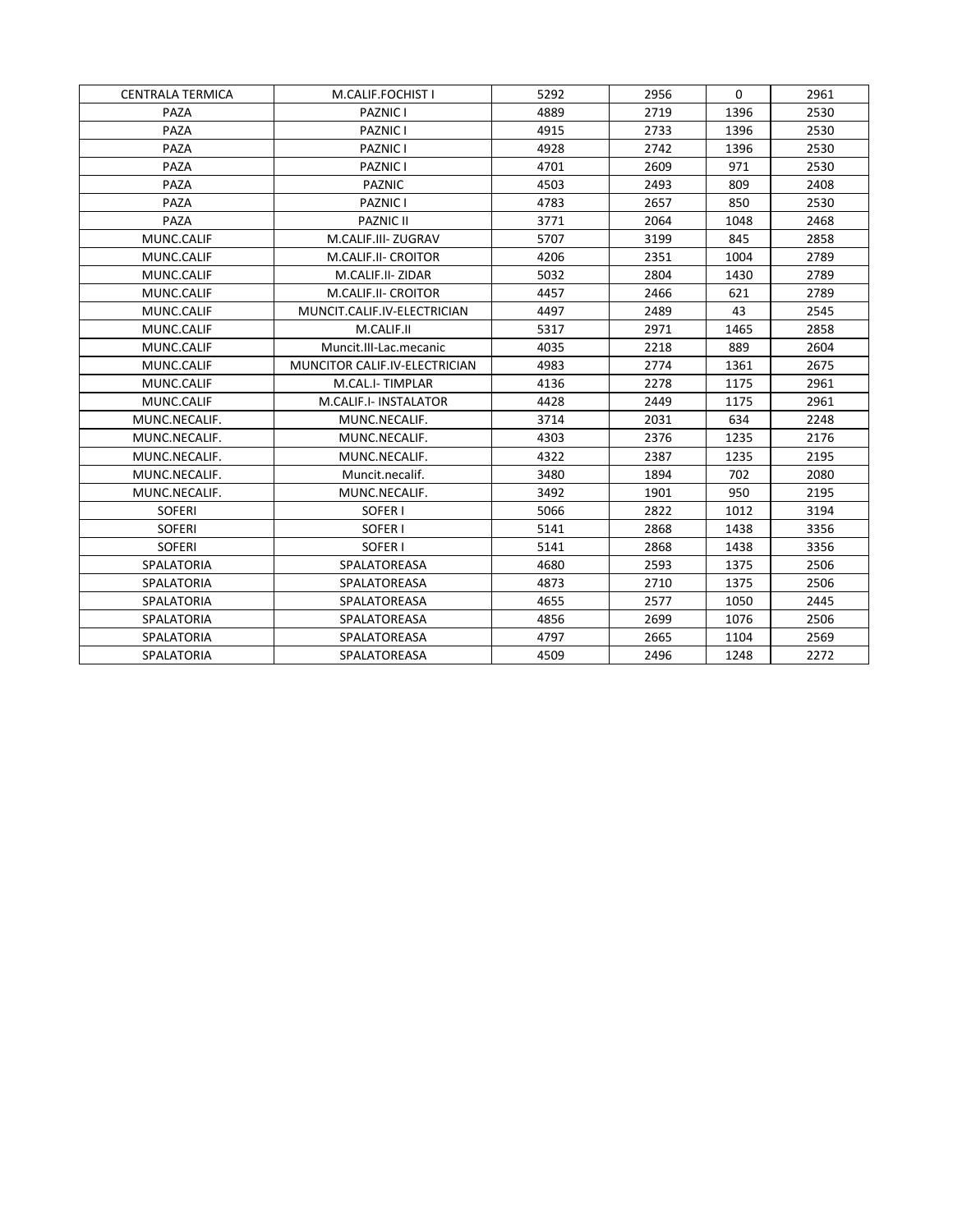| | | | | | |
|---|---|---|---|---|---|
| CENTRALA TERMICA | M.CALIF.FOCHIST I | 5292 | 2956 | 0 | 2961 |
| PAZA | PAZNIC I | 4889 | 2719 | 1396 | 2530 |
| PAZA | PAZNIC I | 4915 | 2733 | 1396 | 2530 |
| PAZA | PAZNIC I | 4928 | 2742 | 1396 | 2530 |
| PAZA | PAZNIC I | 4701 | 2609 | 971 | 2530 |
| PAZA | PAZNIC | 4503 | 2493 | 809 | 2408 |
| PAZA | PAZNIC I | 4783 | 2657 | 850 | 2530 |
| PAZA | PAZNIC II | 3771 | 2064 | 1048 | 2468 |
| MUNC.CALIF | M.CALIF.III- ZUGRAV | 5707 | 3199 | 845 | 2858 |
| MUNC.CALIF | M.CALIF.II- CROITOR | 4206 | 2351 | 1004 | 2789 |
| MUNC.CALIF | M.CALIF.II- ZIDAR | 5032 | 2804 | 1430 | 2789 |
| MUNC.CALIF | M.CALIF.II- CROITOR | 4457 | 2466 | 621 | 2789 |
| MUNC.CALIF | MUNCIT.CALIF.IV-ELECTRICIAN | 4497 | 2489 | 43 | 2545 |
| MUNC.CALIF | M.CALIF.II | 5317 | 2971 | 1465 | 2858 |
| MUNC.CALIF | Muncit.III-Lac.mecanic | 4035 | 2218 | 889 | 2604 |
| MUNC.CALIF | MUNCITOR CALIF.IV-ELECTRICIAN | 4983 | 2774 | 1361 | 2675 |
| MUNC.CALIF | M.CAL.I- TIMPLAR | 4136 | 2278 | 1175 | 2961 |
| MUNC.CALIF | M.CALIF.I- INSTALATOR | 4428 | 2449 | 1175 | 2961 |
| MUNC.NECALIF. | MUNC.NECALIF. | 3714 | 2031 | 634 | 2248 |
| MUNC.NECALIF. | MUNC.NECALIF. | 4303 | 2376 | 1235 | 2176 |
| MUNC.NECALIF. | MUNC.NECALIF. | 4322 | 2387 | 1235 | 2195 |
| MUNC.NECALIF. | Muncit.necalif. | 3480 | 1894 | 702 | 2080 |
| MUNC.NECALIF. | MUNC.NECALIF. | 3492 | 1901 | 950 | 2195 |
| SOFERI | SOFER I | 5066 | 2822 | 1012 | 3194 |
| SOFERI | SOFER I | 5141 | 2868 | 1438 | 3356 |
| SOFERI | SOFER I | 5141 | 2868 | 1438 | 3356 |
| SPALATORIA | SPALATOREASA | 4680 | 2593 | 1375 | 2506 |
| SPALATORIA | SPALATOREASA | 4873 | 2710 | 1375 | 2506 |
| SPALATORIA | SPALATOREASA | 4655 | 2577 | 1050 | 2445 |
| SPALATORIA | SPALATOREASA | 4856 | 2699 | 1076 | 2506 |
| SPALATORIA | SPALATOREASA | 4797 | 2665 | 1104 | 2569 |
| SPALATORIA | SPALATOREASA | 4509 | 2496 | 1248 | 2272 |